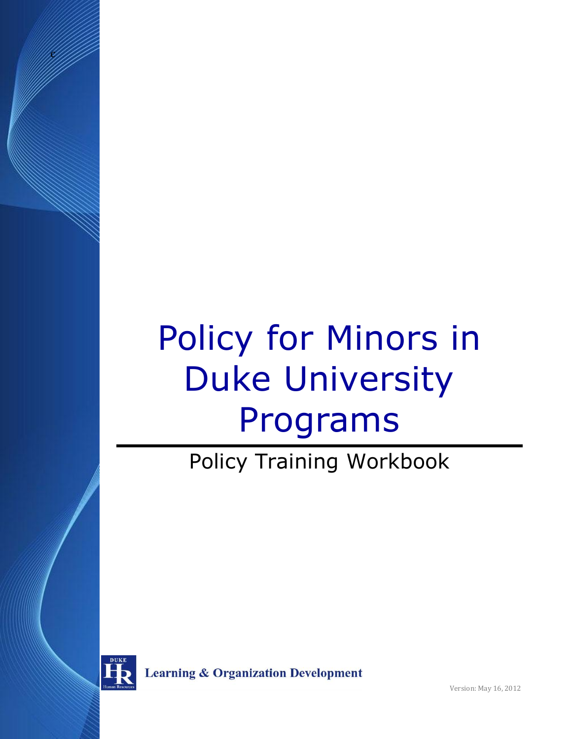# Policy for Minors in Duke University Programs

## Policy Training Workbook

Learning & Organization Development

Version: May 16, 2012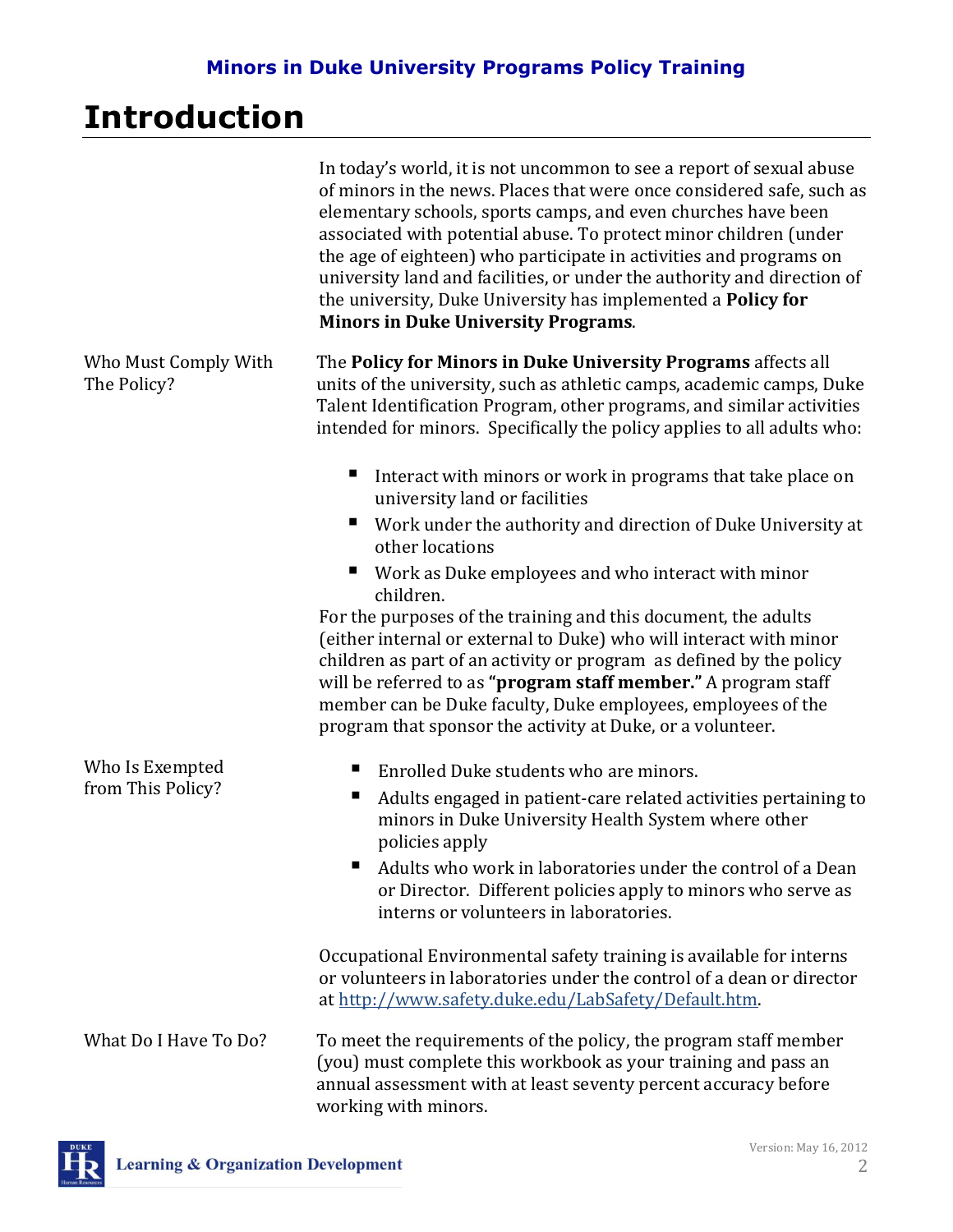# Introduction

In today's world, it is not uncommon to see a report of sexual abuse of minors in the news. Places that were once considered safe, such as elementary schools, sports camps, and even churches have been associated with potential abuse. To protect minor children (under the age of eighteen) who participate in activities and programs on university land and facilities, or under the authority and direction of the university, Duke University has implemented a **Policy for Minors in Duke University Programs**.

### Who Must Comply With The Policy?

The **Policy for Minors in Duke University Programs** affects all units of the university, such as athletic camps, academic camps, Duke Talent Identification Program, other programs, and similar activities intended for minors. Specifically the policy applies to all adults who:

- Interact with minors or work in programs that take place on university land or facilities
- Work under the authority and direction of Duke University at other locations
- Work as Duke employees and who interact with minor children.

For the purposes of the training and this document, the adults (either internal or external to Duke) who will interact with minor children as part of an activity or program as defined by the policy will be referred to as **"program staff member."** A program staff member can be Duke faculty, Duke employees, employees of the program that sponsor the activity at Duke, or a volunteer.

### Who Is Exempted from This Policy?

- Enrolled Duke students who are minors.
- Adults engaged in patient-care related activities pertaining to minors in Duke University Health System where other policies apply
- Adults who work in laboratories under the control of a Dean or Director. Different policies apply to minors who serve as interns or volunteers in laboratories.

Occupational Environmental safety training is available for interns or volunteers in laboratories under the control of a dean or director at http://www.safety.duke.edu/LabSafety/Default.htm.

### What Do I Have To Do?

To meet the requirements of the policy, the program staff member (you) must complete this workbook as your training and pass an annual assessment with at least seventy percent accuracy before working with minors.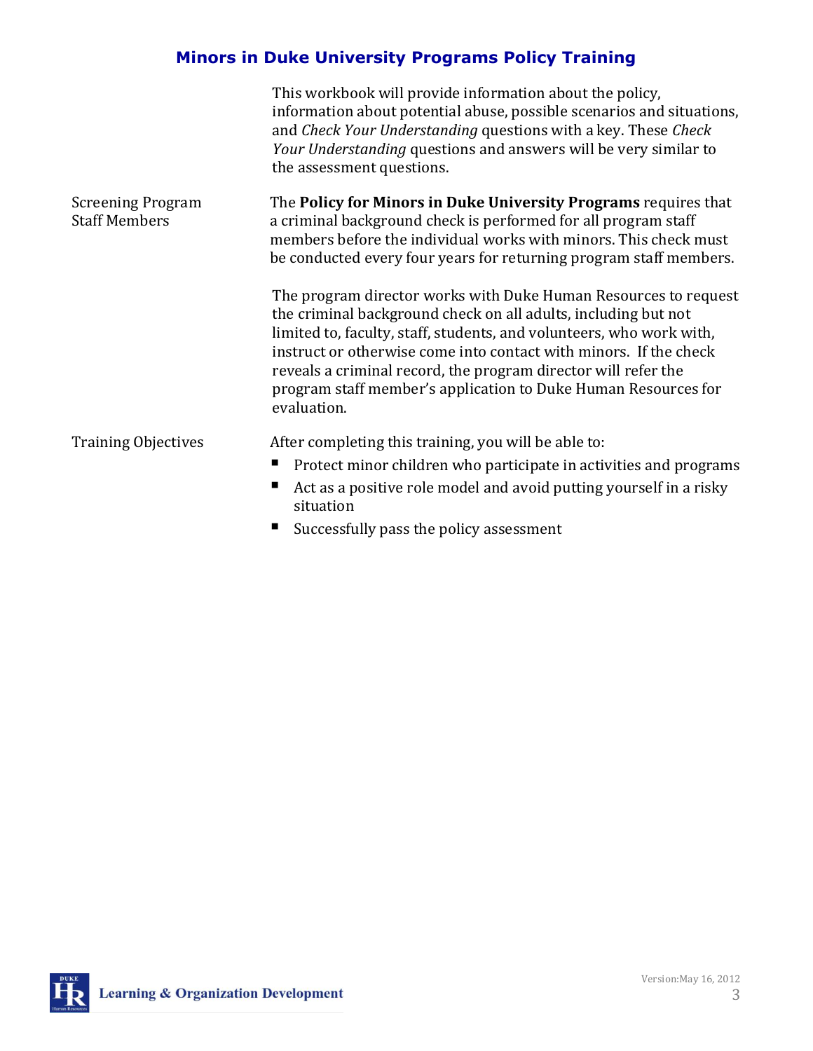This workbook will provide information about the policy, information about potential abuse, possible scenarios and situations, and *Check Your Understanding* questions with a key. These *Check Your Understanding* questions and answers will be very similar to the assessment questions.

## Screening Program Staff Members

The **Policy for Minors in Duke University Programs** requires that a criminal background check is performed for all program staff members before the individual works with minors. This check must be conducted every four years for returning program staff members.

The program director works with Duke Human Resources to request the criminal background check on all adults, including but not limited to, faculty, staff, students, and volunteers, who work with, instruct or otherwise come into contact with minors. If the check reveals a criminal record, the program director will refer the program staff member's application to Duke Human Resources for evaluation.

## Training Objectives

After completing this training, you will be able to:

- Protect minor children who participate in activities and programs
- Act as a positive role model and avoid putting yourself in a risky situation
- Successfully pass the policy assessment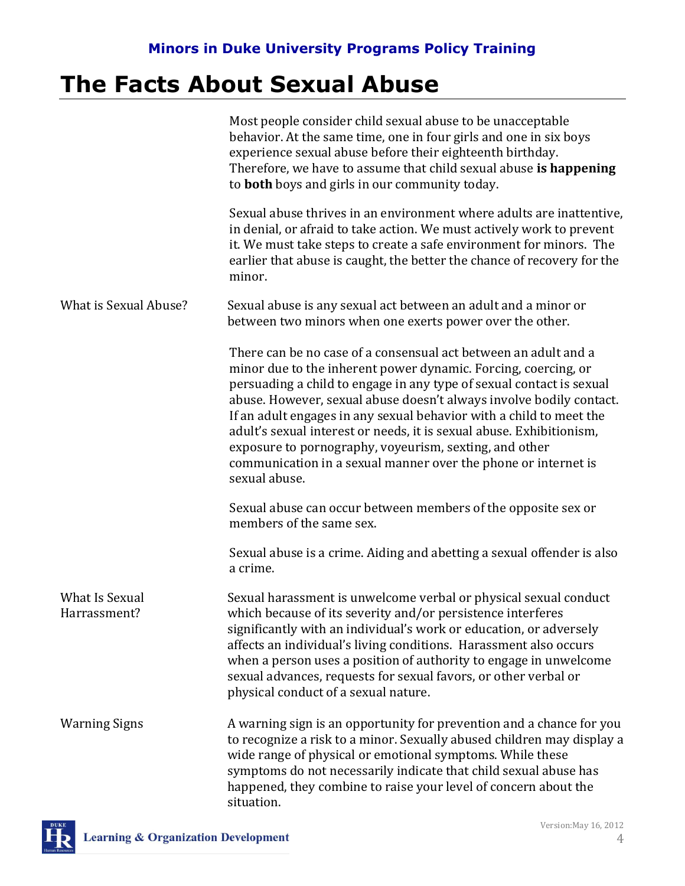# The Facts About Sexual Abuse

Most people consider child sexual abuse to be unacceptable behavior. At the same time, one in four girls and one in six boys experience sexual abuse before their eighteenth birthday. Therefore, we have to assume that child sexual abuse **is happening** to **both** boys and girls in our community today.

Sexual abuse thrives in an environment where adults are inattentive, in denial, or afraid to take action. We must actively work to prevent it. We must take steps to create a safe environment for minors. The earlier that abuse is caught, the better the chance of recovery for the minor.

## What is Sexual Abuse?

Sexual abuse is any sexual act between an adult and a minor or between two minors when one exerts power over the other.

There can be no case of a consensual act between an adult and a minor due to the inherent power dynamic. Forcing, coercing, or persuading a child to engage in any type of sexual contact is sexual abuse. However, sexual abuse doesn't always involve bodily contact. If an adult engages in any sexual behavior with a child to meet the adult's sexual interest or needs, it is sexual abuse. Exhibitionism, exposure to pornography, voyeurism, sexting, and other communication in a sexual manner over the phone or internet is sexual abuse.

Sexual abuse can occur between members of the opposite sex or members of the same sex.

Sexual abuse is a crime. Aiding and abetting a sexual offender is also a crime.

## What Is Sexual Harrassment?

Sexual harassment is unwelcome verbal or physical sexual conduct which because of its severity and/or persistence interferes significantly with an individual's work or education, or adversely affects an individual's living conditions. Harassment also occurs when a person uses a position of authority to engage in unwelcome sexual advances, requests for sexual favors, or other verbal or physical conduct of a sexual nature.

## Warning Signs

A warning sign is an opportunity for prevention and a chance for you to recognize a risk to a minor. Sexually abused children may display a wide range of physical or emotional symptoms. While these symptoms do not necessarily indicate that child sexual abuse has happened, they combine to raise your level of concern about the situation.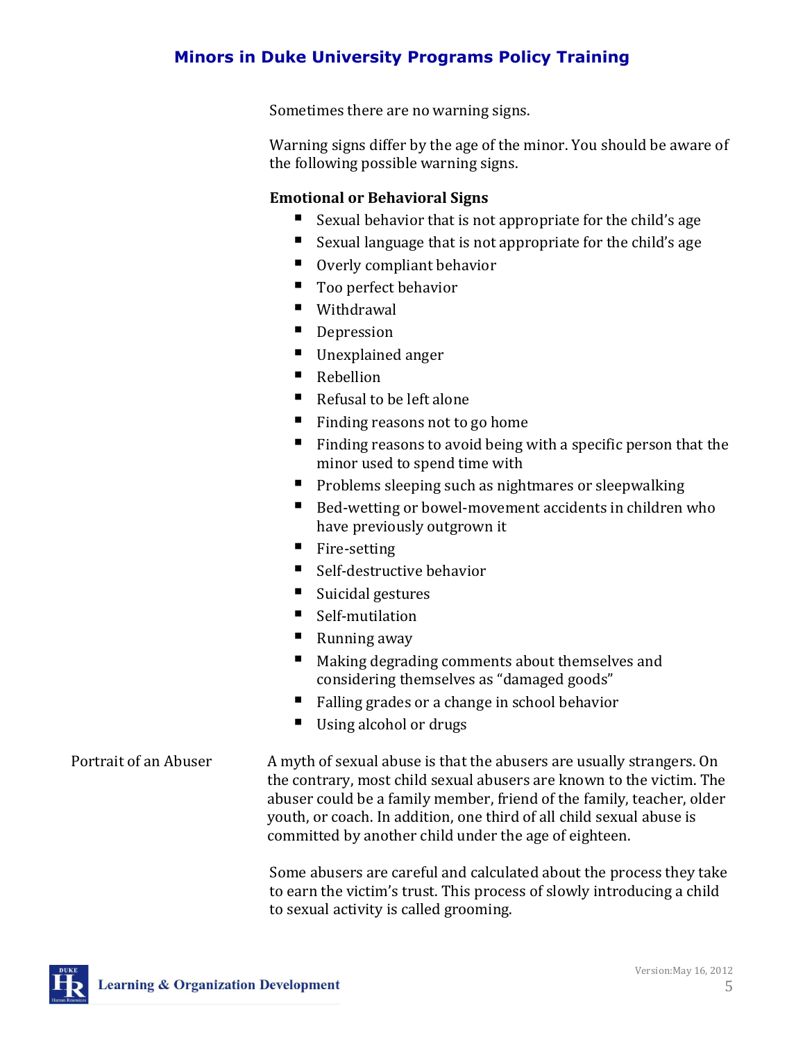Sometimes there are no warning signs.

Warning signs differ by the age of the minor. You should be aware of the following possible warning signs.

**Emotional or Behavioral Signs**

- Sexual behavior that is not appropriate for the child's age
- Sexual language that is not appropriate for the child's age
- Overly compliant behavior
- Too perfect behavior
- Withdrawal
- Depression
- Unexplained anger
- Rebellion
- Refusal to be left alone
- Finding reasons not to go home
- Finding reasons to avoid being with a specific person that the minor used to spend time with
- Problems sleeping such as nightmares or sleepwalking
- Bed-wetting or bowel-movement accidents in children who have previously outgrown it
- Fire-setting
- Self-destructive behavior
- Suicidal gestures
- Self-mutilation
- Running away
- Making degrading comments about themselves and considering themselves as "damaged goods"
- Falling grades or a change in school behavior
- Using alcohol or drugs

## Portrait of an Abuser

A myth of sexual abuse is that the abusers are usually strangers. On the contrary, most child sexual abusers are known to the victim. The abuser could be a family member, friend of the family, teacher, older youth, or coach. In addition, one third of all child sexual abuse is committed by another child under the age of eighteen.

Some abusers are careful and calculated about the process they take to earn the victim's trust. This process of slowly introducing a child to sexual activity is called grooming.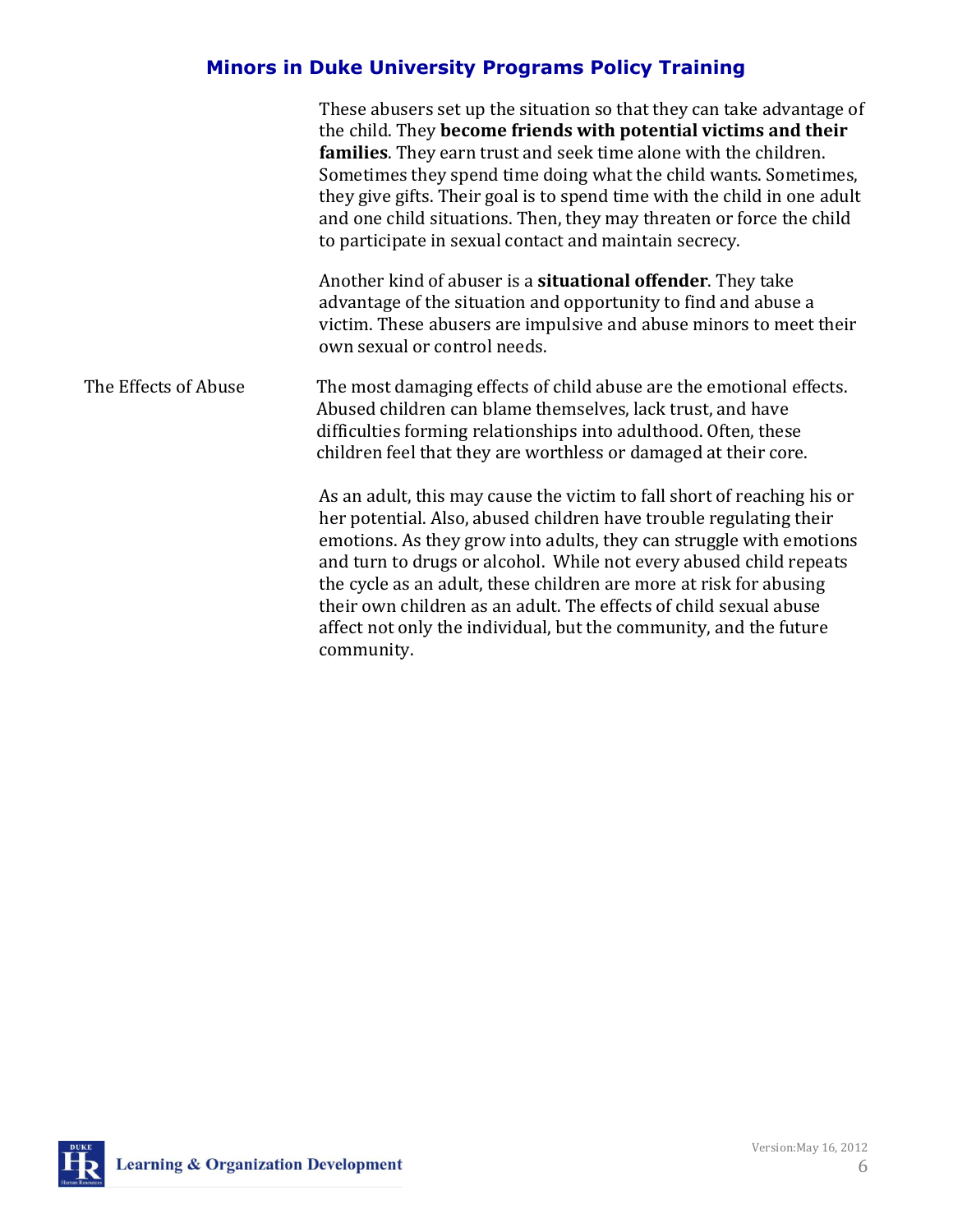These abusers set up the situation so that they can take advantage of the child. They **become friends with potential victims and their families**. They earn trust and seek time alone with the children. Sometimes they spend time doing what the child wants. Sometimes, they give gifts. Their goal is to spend time with the child in one adult and one child situations. Then, they may threaten or force the child to participate in sexual contact and maintain secrecy.

Another kind of abuser is a **situational offender**. They take advantage of the situation and opportunity to find and abuse a victim. These abusers are impulsive and abuse minors to meet their own sexual or control needs.

## The Effects of Abuse

The most damaging effects of child abuse are the emotional effects. Abused children can blame themselves, lack trust, and have difficulties forming relationships into adulthood. Often, these children feel that they are worthless or damaged at their core.

As an adult, this may cause the victim to fall short of reaching his or her potential. Also, abused children have trouble regulating their emotions. As they grow into adults, they can struggle with emotions and turn to drugs or alcohol. While not every abused child repeats the cycle as an adult, these children are more at risk for abusing their own children as an adult. The effects of child sexual abuse affect not only the individual, but the community, and the future community.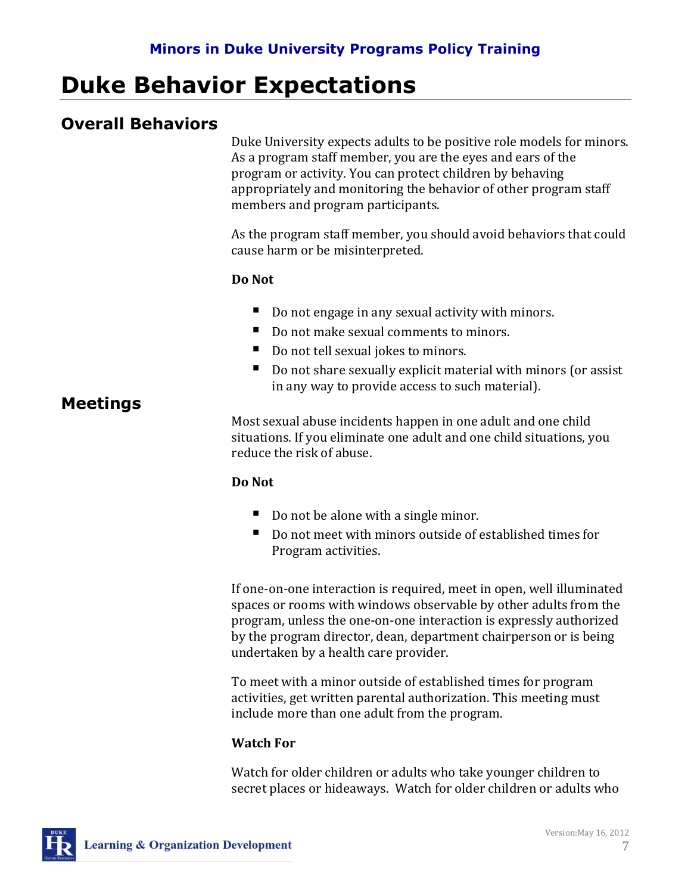# Duke Behavior Expectations

## Overall Behaviors

Duke University expects adults to be positive role models for minors. As a program staff member, you are the eyes and ears of the program or activity. You can protect children by behaving appropriately and monitoring the behavior of other program staff members and program participants.

As the program staff member, you should avoid behaviors that could cause harm or be misinterpreted.

**Do Not**

- Do not engage in any sexual activity with minors.
- Do not make sexual comments to minors.
- Do not tell sexual jokes to minors.
- Do not share sexually explicit material with minors (or assist in any way to provide access to such material).

## Meetings

Most sexual abuse incidents happen in one adult and one child situations. If you eliminate one adult and one child situations, you reduce the risk of abuse.

**Do Not**

- Do not be alone with a single minor.
- Do not meet with minors outside of established times for Program activities.

If one-on-one interaction is required, meet in open, well illuminated spaces or rooms with windows observable by other adults from the program, unless the one-on-one interaction is expressly authorized by the program director, dean, department chairperson or is being undertaken by a health care provider.

To meet with a minor outside of established times for program activities, get written parental authorization. This meeting must include more than one adult from the program.

**Watch For**

Watch for older children or adults who take younger children to secret places or hideaways. Watch for older children or adults who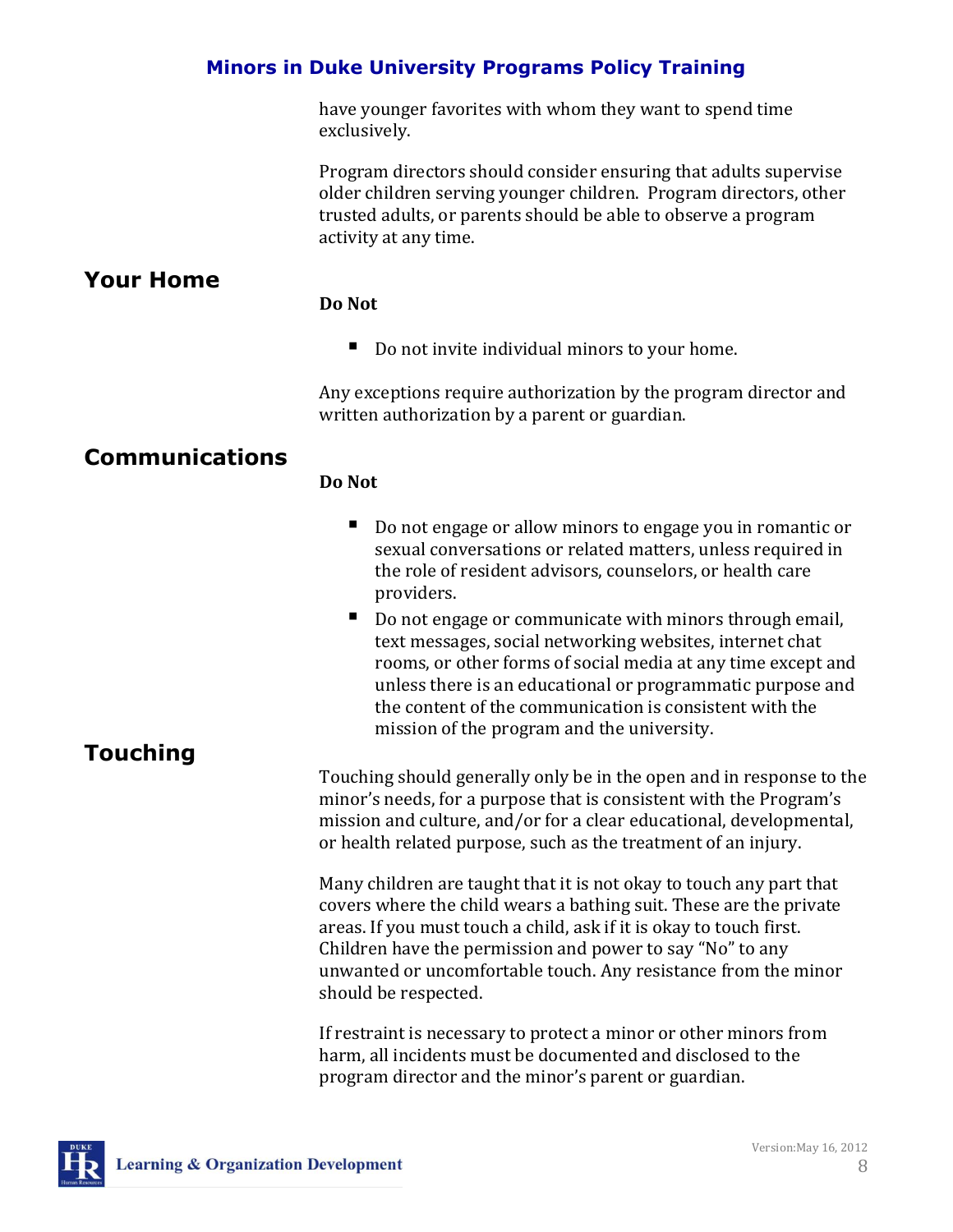have younger favorites with whom they want to spend time exclusively.

Program directors should consider ensuring that adults supervise older children serving younger children. Program directors, other trusted adults, or parents should be able to observe a program activity at any time.

## Your Home

**Do Not**

- Do not invite individual minors to your home.

Any exceptions require authorization by the program director and written authorization by a parent or guardian.

## Communications

**Do Not**

- Do not engage or allow minors to engage you in romantic or sexual conversations or related matters, unless required in the role of resident advisors, counselors, or health care providers.
- Do not engage or communicate with minors through email, text messages, social networking websites, internet chat rooms, or other forms of social media at any time except and unless there is an educational or programmatic purpose and the content of the communication is consistent with the mission of the program and the university.

## Touching

Touching should generally only be in the open and in response to the minor's needs, for a purpose that is consistent with the Program's mission and culture, and/or for a clear educational, developmental, or health related purpose, such as the treatment of an injury.

Many children are taught that it is not okay to touch any part that covers where the child wears a bathing suit. These are the private areas. If you must touch a child, ask if it is okay to touch first. Children have the permission and power to say "No" to any unwanted or uncomfortable touch. Any resistance from the minor should be respected.

If restraint is necessary to protect a minor or other minors from harm, all incidents must be documented and disclosed to the program director and the minor's parent or guardian.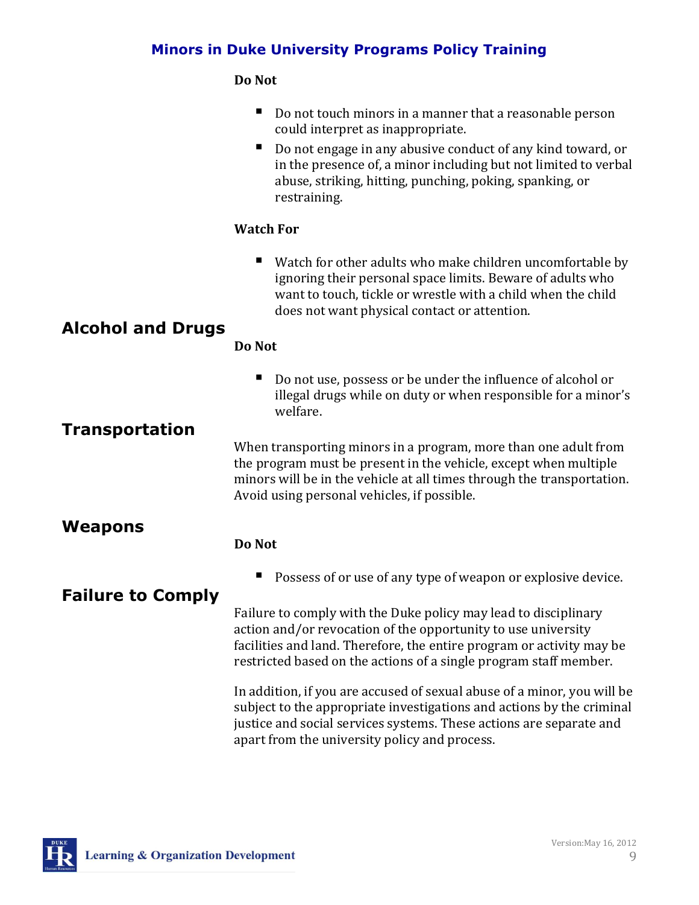**Do Not**

- Do not touch minors in a manner that a reasonable person could interpret as inappropriate.
- Do not engage in any abusive conduct of any kind toward, or in the presence of, a minor including but not limited to verbal abuse, striking, hitting, punching, poking, spanking, or restraining.

**Watch For**

- Watch for other adults who make children uncomfortable by ignoring their personal space limits. Beware of adults who want to touch, tickle or wrestle with a child when the child does not want physical contact or attention.

## Alcohol and Drugs

**Do Not**

- Do not use, possess or be under the influence of alcohol or illegal drugs while on duty or when responsible for a minor's welfare.

## Transportation

When transporting minors in a program, more than one adult from the program must be present in the vehicle, except when multiple minors will be in the vehicle at all times through the transportation. Avoid using personal vehicles, if possible.

## Weapons

**Do Not**

- Possess of or use of any type of weapon or explosive device.

## Failure to Comply

Failure to comply with the Duke policy may lead to disciplinary action and/or revocation of the opportunity to use university facilities and land. Therefore, the entire program or activity may be restricted based on the actions of a single program staff member.

In addition, if you are accused of sexual abuse of a minor, you will be subject to the appropriate investigations and actions by the criminal justice and social services systems. These actions are separate and apart from the university policy and process.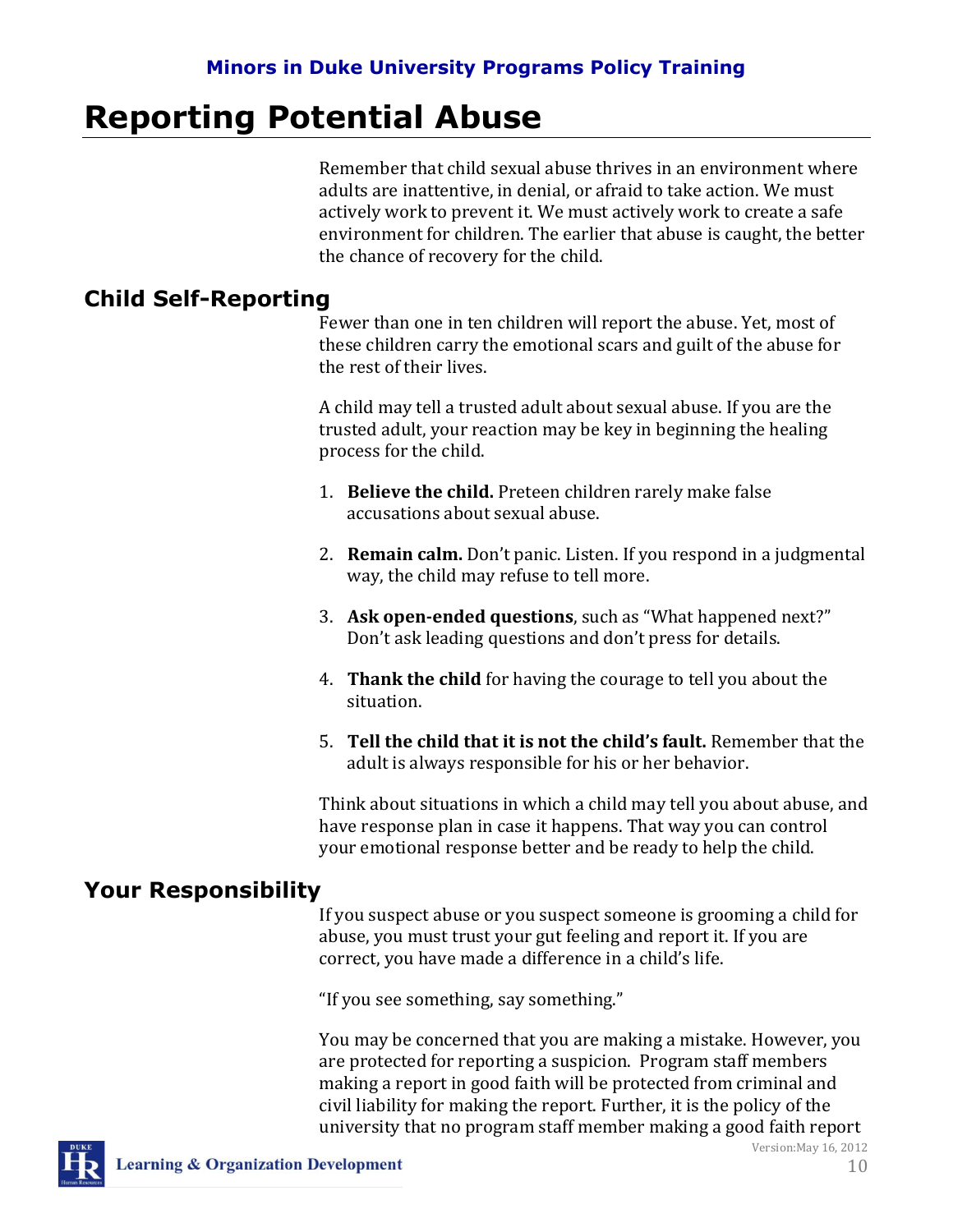# Reporting Potential Abuse

Remember that child sexual abuse thrives in an environment where adults are inattentive, in denial, or afraid to take action. We must actively work to prevent it. We must actively work to create a safe environment for children. The earlier that abuse is caught, the better the chance of recovery for the child.

## Child Self-Reporting

Fewer than one in ten children will report the abuse. Yet, most of these children carry the emotional scars and guilt of the abuse for the rest of their lives.

A child may tell a trusted adult about sexual abuse. If you are the trusted adult, your reaction may be key in beginning the healing process for the child.

1. **Believe the child.** Preteen children rarely make false accusations about sexual abuse.
2. **Remain calm.** Don't panic. Listen. If you respond in a judgmental way, the child may refuse to tell more.
3. **Ask open-ended questions**, such as "What happened next?" Don't ask leading questions and don't press for details.
4. **Thank the child** for having the courage to tell you about the situation.
5. **Tell the child that it is not the child's fault.** Remember that the adult is always responsible for his or her behavior.

Think about situations in which a child may tell you about abuse, and have response plan in case it happens. That way you can control your emotional response better and be ready to help the child.

## Your Responsibility

If you suspect abuse or you suspect someone is grooming a child for abuse, you must trust your gut feeling and report it. If you are correct, you have made a difference in a child's life.

"If you see something, say something."

You may be concerned that you are making a mistake. However, you are protected for reporting a suspicion. Program staff members making a report in good faith will be protected from criminal and civil liability for making the report. Further, it is the policy of the university that no program staff member making a good faith report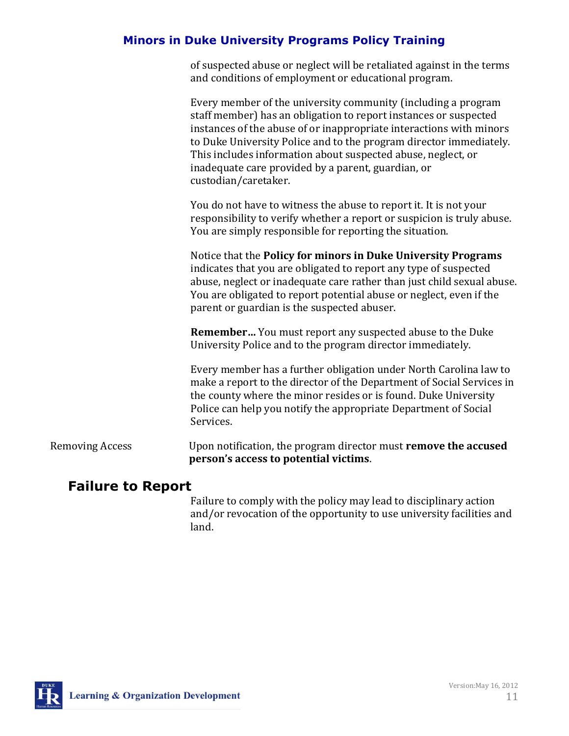of suspected abuse or neglect will be retaliated against in the terms and conditions of employment or educational program.

Every member of the university community (including a program staff member) has an obligation to report instances or suspected instances of the abuse of or inappropriate interactions with minors to Duke University Police and to the program director immediately. This includes information about suspected abuse, neglect, or inadequate care provided by a parent, guardian, or custodian/caretaker.

You do not have to witness the abuse to report it. It is not your responsibility to verify whether a report or suspicion is truly abuse. You are simply responsible for reporting the situation.

Notice that the **Policy for minors in Duke University Programs** indicates that you are obligated to report any type of suspected abuse, neglect or inadequate care rather than just child sexual abuse. You are obligated to report potential abuse or neglect, even if the parent or guardian is the suspected abuser.

**Remember…** You must report any suspected abuse to the Duke University Police and to the program director immediately.

Every member has a further obligation under North Carolina law to make a report to the director of the Department of Social Services in the county where the minor resides or is found. Duke University Police can help you notify the appropriate Department of Social Services.

Removing Access

Upon notification, the program director must **remove the accused person's access to potential victims**.

## Failure to Report

Failure to comply with the policy may lead to disciplinary action and/or revocation of the opportunity to use university facilities and land.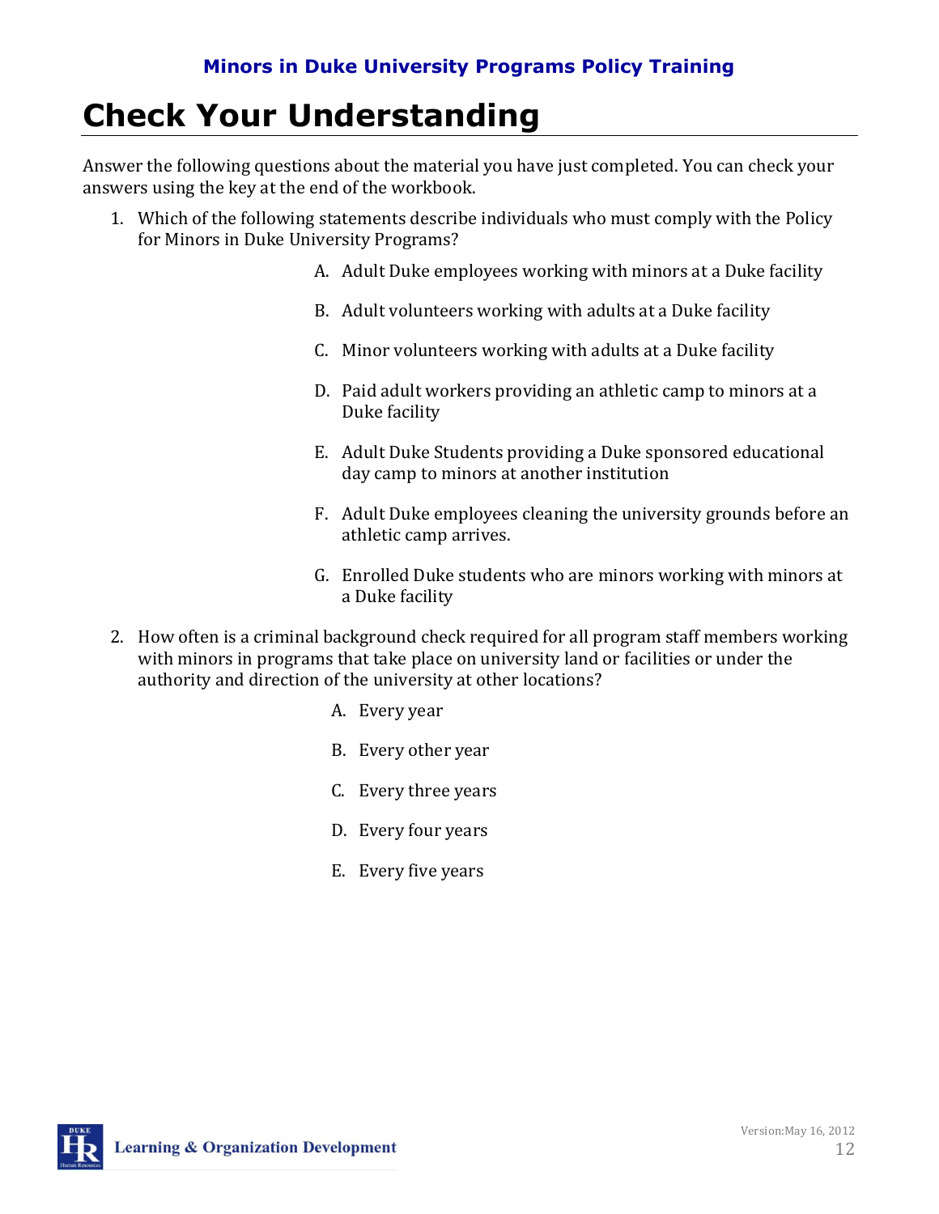# Check Your Understanding

Answer the following questions about the material you have just completed. You can check your answers using the key at the end of the workbook.

1. Which of the following statements describe individuals who must comply with the Policy for Minors in Duke University Programs?

   A. Adult Duke employees working with minors at a Duke facility

   B. Adult volunteers working with adults at a Duke facility

   C. Minor volunteers working with adults at a Duke facility

   D. Paid adult workers providing an athletic camp to minors at a Duke facility

   E. Adult Duke Students providing a Duke sponsored educational day camp to minors at another institution

   F. Adult Duke employees cleaning the university grounds before an athletic camp arrives.

   G. Enrolled Duke students who are minors working with minors at a Duke facility

2. How often is a criminal background check required for all program staff members working with minors in programs that take place on university land or facilities or under the authority and direction of the university at other locations?

   A. Every year

   B. Every other year

   C. Every three years

   D. Every four years

   E. Every five years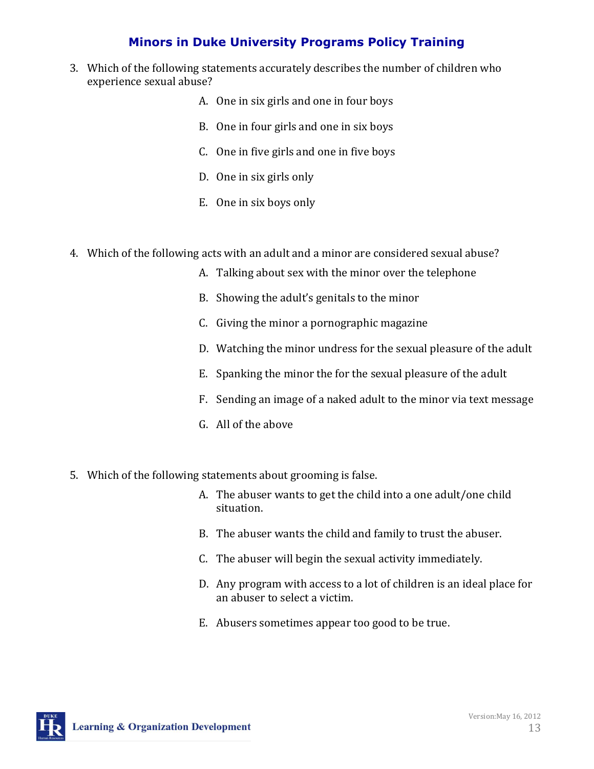3. Which of the following statements accurately describes the number of children who experience sexual abuse?

    A. One in six girls and one in four boys

    B. One in four girls and one in six boys

    C. One in five girls and one in five boys

    D. One in six girls only

    E. One in six boys only

4. Which of the following acts with an adult and a minor are considered sexual abuse?

    A. Talking about sex with the minor over the telephone

    B. Showing the adult's genitals to the minor

    C. Giving the minor a pornographic magazine

    D. Watching the minor undress for the sexual pleasure of the adult

    E. Spanking the minor the for the sexual pleasure of the adult

    F. Sending an image of a naked adult to the minor via text message

    G. All of the above

5. Which of the following statements about grooming is false.

    A. The abuser wants to get the child into a one adult/one child situation.

    B. The abuser wants the child and family to trust the abuser.

    C. The abuser will begin the sexual activity immediately.

    D. Any program with access to a lot of children is an ideal place for an abuser to select a victim.

    E. Abusers sometimes appear too good to be true.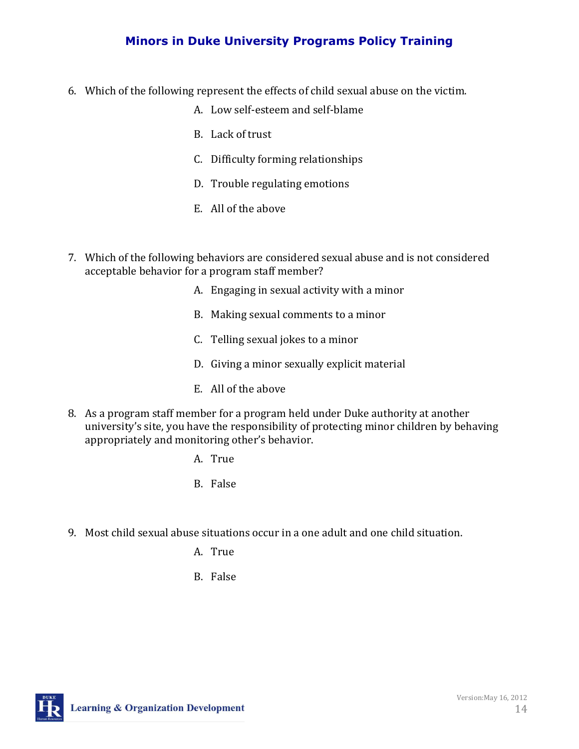6. Which of the following represent the effects of child sexual abuse on the victim.

   A. Low self-esteem and self-blame

   B. Lack of trust

   C. Difficulty forming relationships

   D. Trouble regulating emotions

   E. All of the above

7. Which of the following behaviors are considered sexual abuse and is not considered acceptable behavior for a program staff member?

   A. Engaging in sexual activity with a minor

   B. Making sexual comments to a minor

   C. Telling sexual jokes to a minor

   D. Giving a minor sexually explicit material

   E. All of the above

8. As a program staff member for a program held under Duke authority at another university's site, you have the responsibility of protecting minor children by behaving appropriately and monitoring other's behavior.

   A. True

   B. False

9. Most child sexual abuse situations occur in a one adult and one child situation.

   A. True

   B. False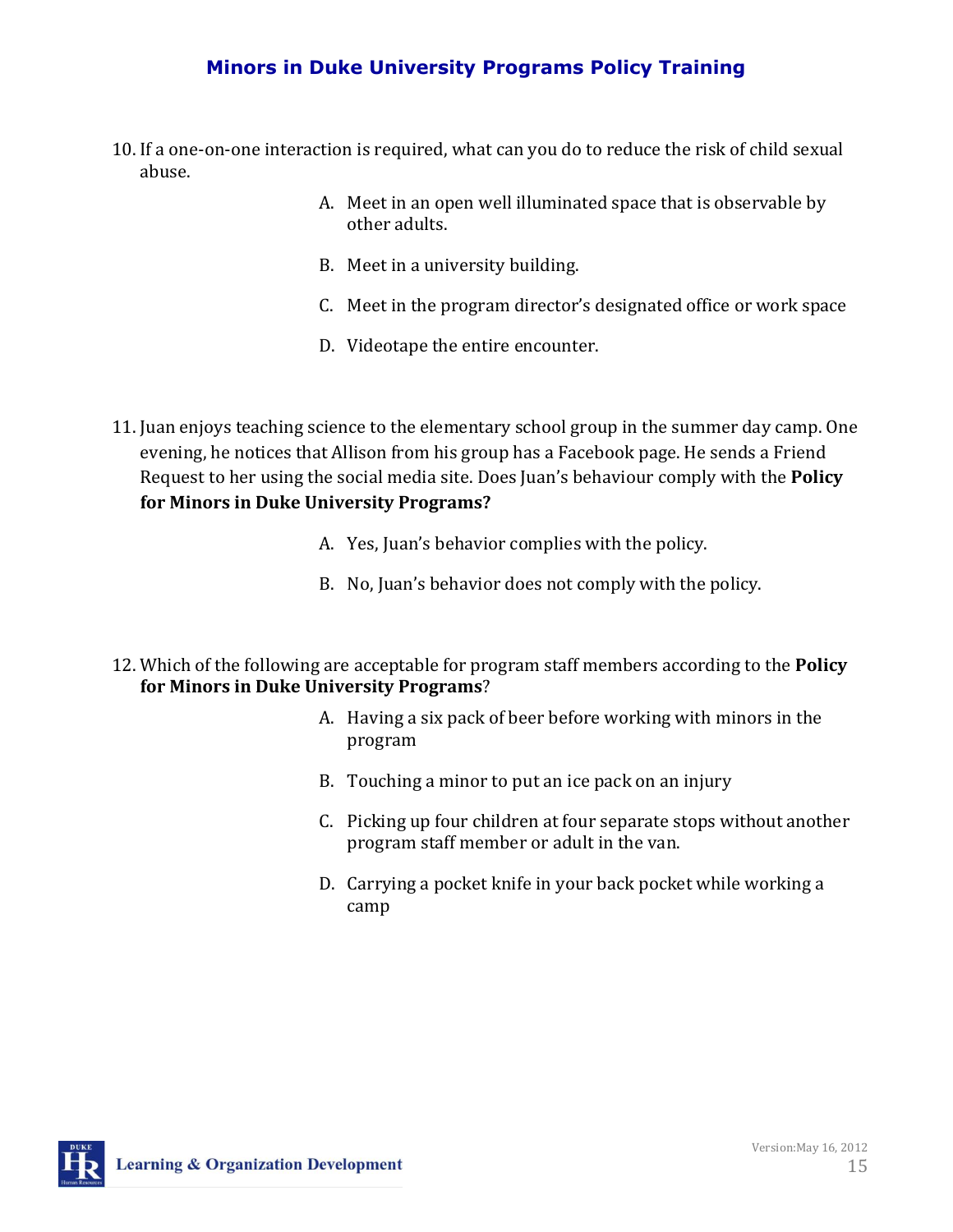10. If a one-on-one interaction is required, what can you do to reduce the risk of child sexual abuse.

    A. Meet in an open well illuminated space that is observable by other adults.

    B. Meet in a university building.

    C. Meet in the program director's designated office or work space

    D. Videotape the entire encounter.

11. Juan enjoys teaching science to the elementary school group in the summer day camp. One evening, he notices that Allison from his group has a Facebook page. He sends a Friend Request to her using the social media site. Does Juan's behaviour comply with the **Policy for Minors in Duke University Programs?**

    A. Yes, Juan's behavior complies with the policy.

    B. No, Juan's behavior does not comply with the policy.

12. Which of the following are acceptable for program staff members according to the **Policy for Minors in Duke University Programs**?

    A. Having a six pack of beer before working with minors in the program

    B. Touching a minor to put an ice pack on an injury

    C. Picking up four children at four separate stops without another program staff member or adult in the van.

    D. Carrying a pocket knife in your back pocket while working a camp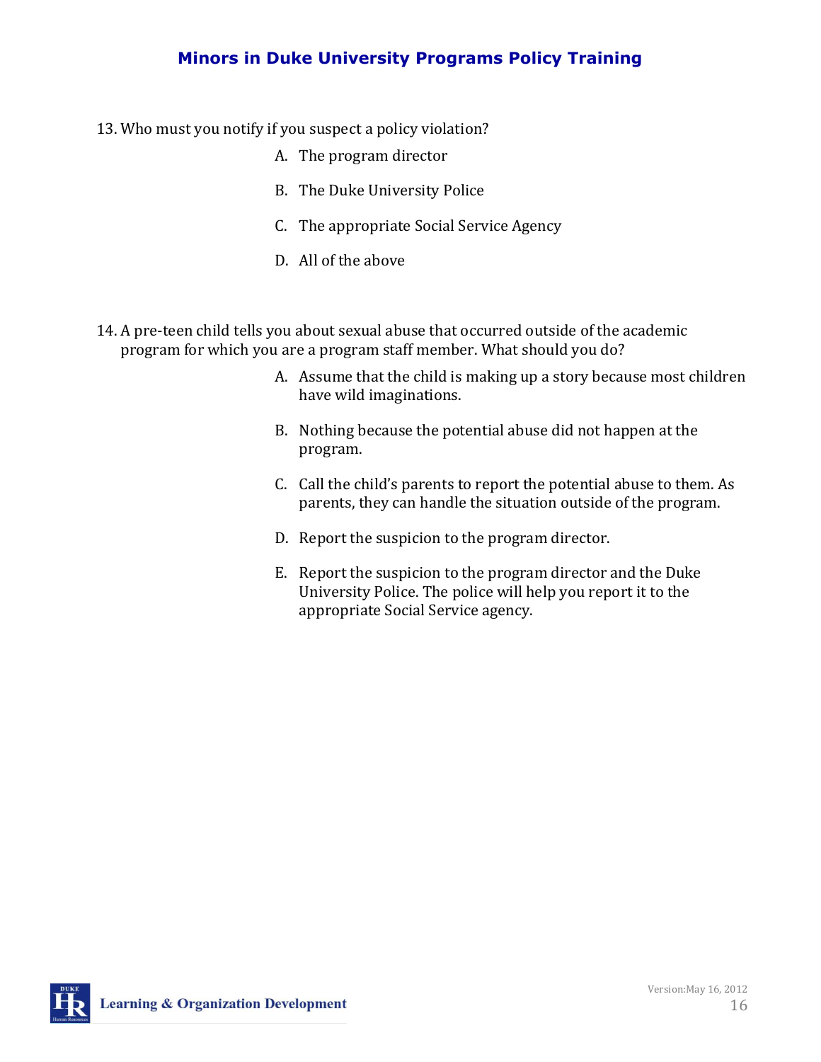13. Who must you notify if you suspect a policy violation?

    A. The program director

    B. The Duke University Police

    C. The appropriate Social Service Agency

    D. All of the above

14. A pre-teen child tells you about sexual abuse that occurred outside of the academic program for which you are a program staff member. What should you do?

    A. Assume that the child is making up a story because most children have wild imaginations.

    B. Nothing because the potential abuse did not happen at the program.

    C. Call the child's parents to report the potential abuse to them. As parents, they can handle the situation outside of the program.

    D. Report the suspicion to the program director.

    E. Report the suspicion to the program director and the Duke University Police. The police will help you report it to the appropriate Social Service agency.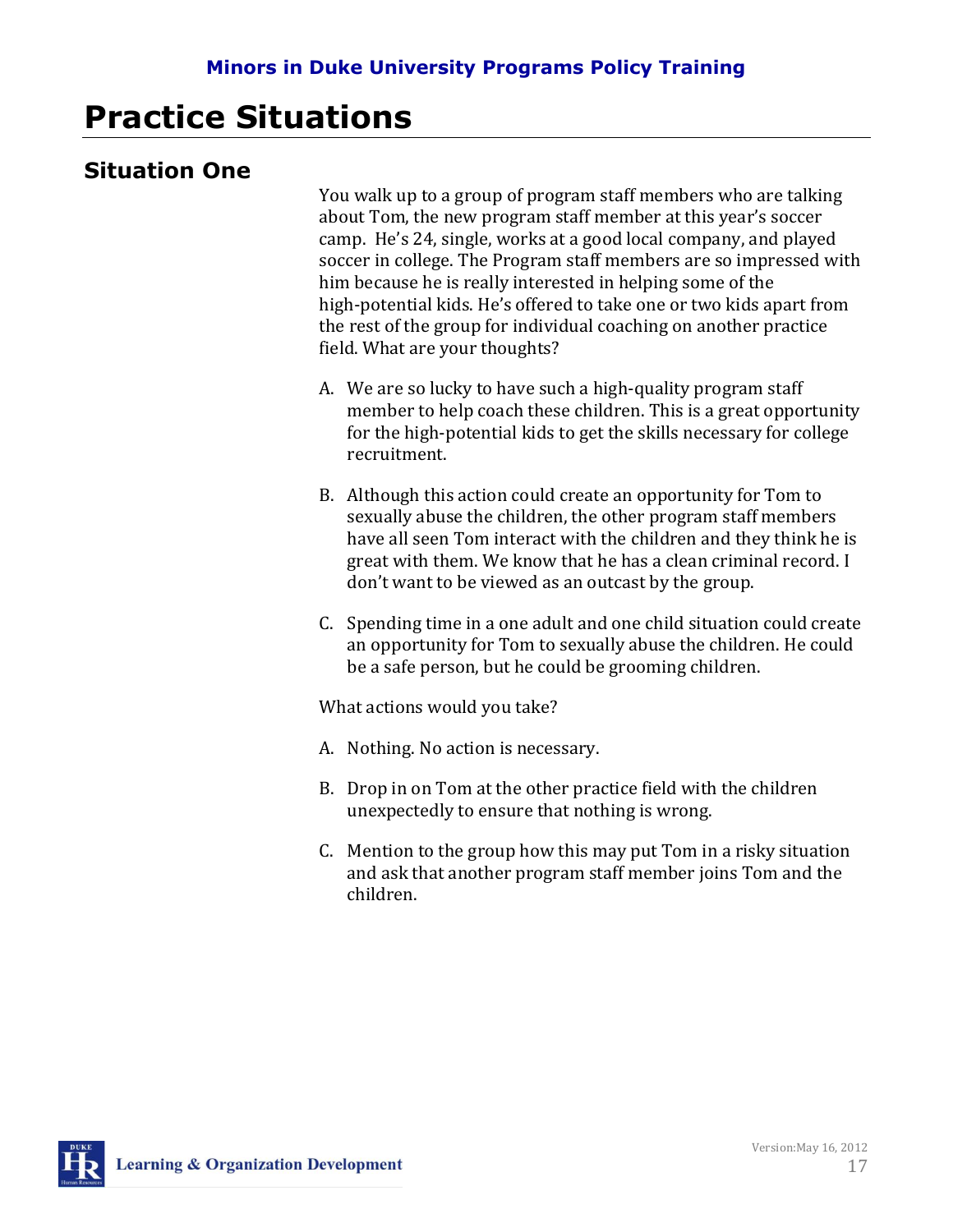# Practice Situations

## Situation One

You walk up to a group of program staff members who are talking about Tom, the new program staff member at this year's soccer camp. He's 24, single, works at a good local company, and played soccer in college. The Program staff members are so impressed with him because he is really interested in helping some of the high-potential kids. He's offered to take one or two kids apart from the rest of the group for individual coaching on another practice field. What are your thoughts?

A. We are so lucky to have such a high-quality program staff member to help coach these children. This is a great opportunity for the high-potential kids to get the skills necessary for college recruitment.

B. Although this action could create an opportunity for Tom to sexually abuse the children, the other program staff members have all seen Tom interact with the children and they think he is great with them. We know that he has a clean criminal record. I don't want to be viewed as an outcast by the group.

C. Spending time in a one adult and one child situation could create an opportunity for Tom to sexually abuse the children. He could be a safe person, but he could be grooming children.

What actions would you take?

A. Nothing. No action is necessary.

B. Drop in on Tom at the other practice field with the children unexpectedly to ensure that nothing is wrong.

C. Mention to the group how this may put Tom in a risky situation and ask that another program staff member joins Tom and the children.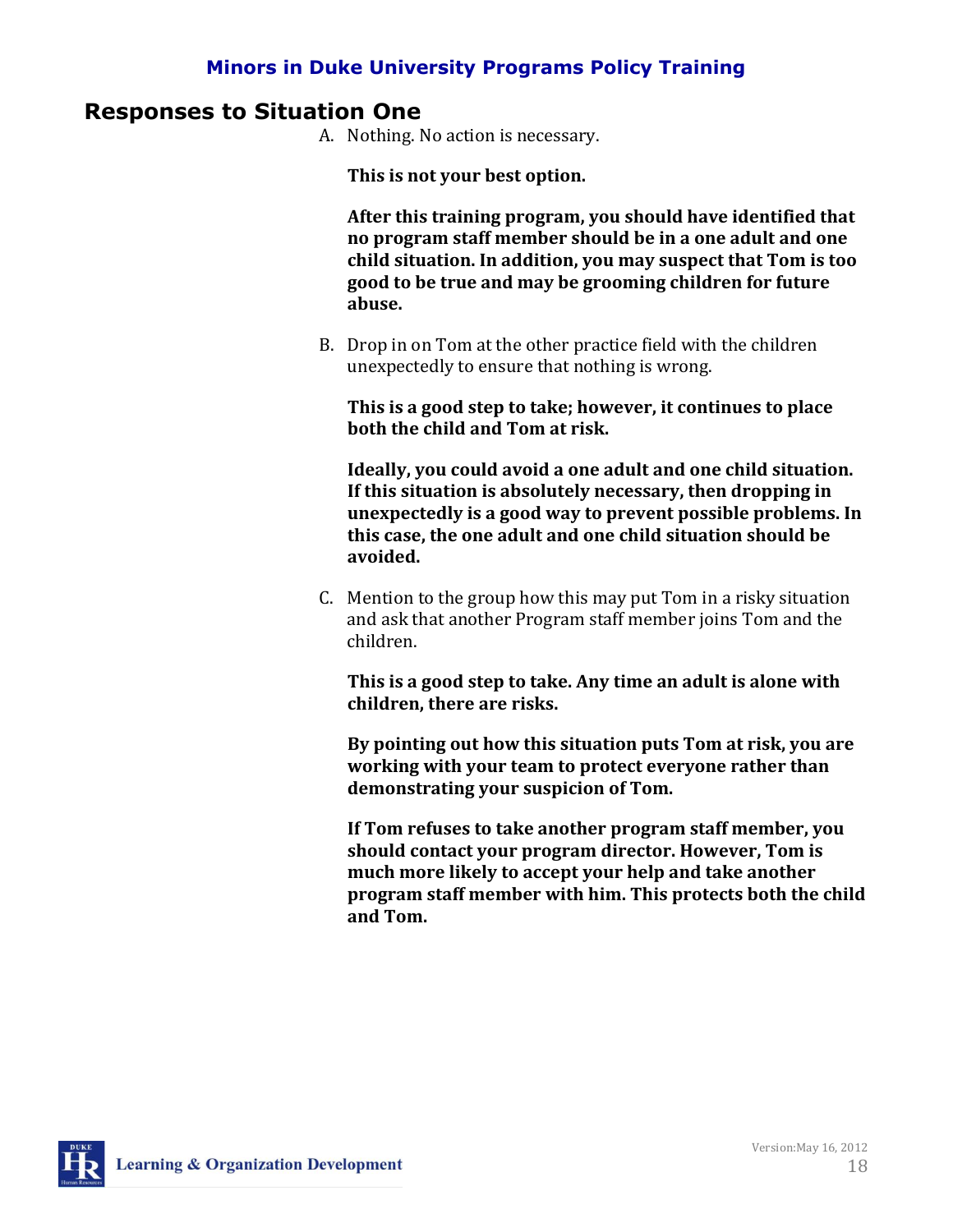## Responses to Situation One

A. Nothing. No action is necessary.

   **This is not your best option.**

   **After this training program, you should have identified that no program staff member should be in a one adult and one child situation. In addition, you may suspect that Tom is too good to be true and may be grooming children for future abuse.**

B. Drop in on Tom at the other practice field with the children unexpectedly to ensure that nothing is wrong.

   **This is a good step to take; however, it continues to place both the child and Tom at risk.**

   **Ideally, you could avoid a one adult and one child situation. If this situation is absolutely necessary, then dropping in unexpectedly is a good way to prevent possible problems. In this case, the one adult and one child situation should be avoided.**

C. Mention to the group how this may put Tom in a risky situation and ask that another Program staff member joins Tom and the children.

   **This is a good step to take. Any time an adult is alone with children, there are risks.**

   **By pointing out how this situation puts Tom at risk, you are working with your team to protect everyone rather than demonstrating your suspicion of Tom.**

   **If Tom refuses to take another program staff member, you should contact your program director. However, Tom is much more likely to accept your help and take another program staff member with him. This protects both the child and Tom.**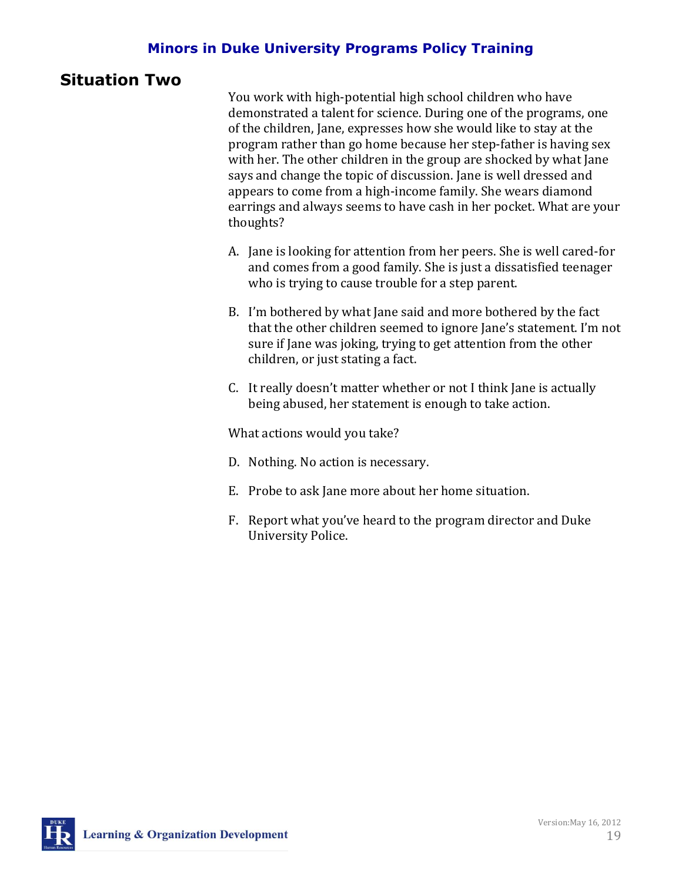## Situation Two

You work with high-potential high school children who have demonstrated a talent for science. During one of the programs, one of the children, Jane, expresses how she would like to stay at the program rather than go home because her step-father is having sex with her. The other children in the group are shocked by what Jane says and change the topic of discussion. Jane is well dressed and appears to come from a high-income family. She wears diamond earrings and always seems to have cash in her pocket. What are your thoughts?

A. Jane is looking for attention from her peers. She is well cared-for and comes from a good family. She is just a dissatisfied teenager who is trying to cause trouble for a step parent.

B. I'm bothered by what Jane said and more bothered by the fact that the other children seemed to ignore Jane's statement. I'm not sure if Jane was joking, trying to get attention from the other children, or just stating a fact.

C. It really doesn't matter whether or not I think Jane is actually being abused, her statement is enough to take action.

What actions would you take?

D. Nothing. No action is necessary.

E. Probe to ask Jane more about her home situation.

F. Report what you've heard to the program director and Duke University Police.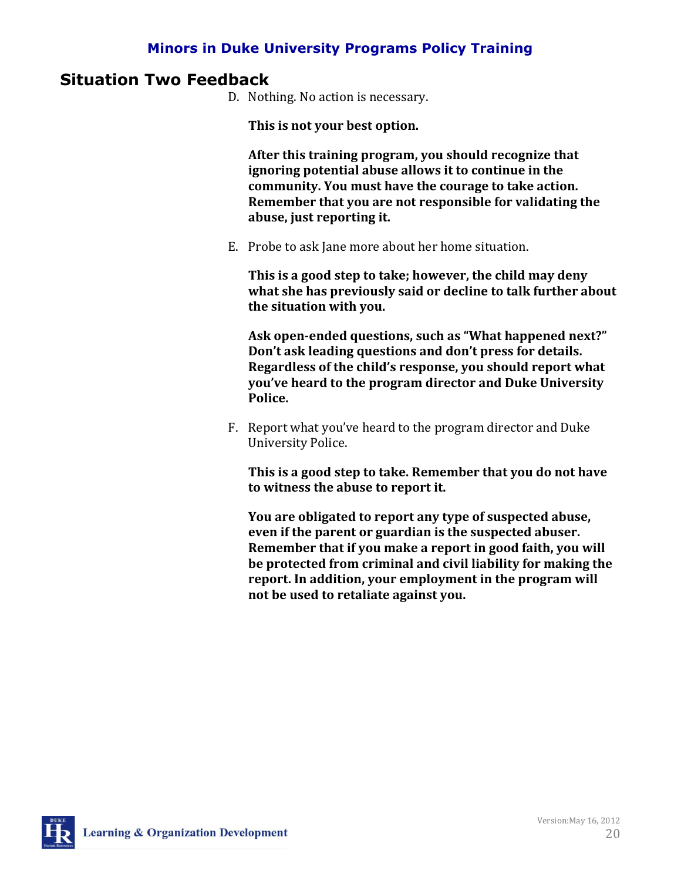## Situation Two Feedback

D. Nothing. No action is necessary.

   **This is not your best option.**

   **After this training program, you should recognize that ignoring potential abuse allows it to continue in the community. You must have the courage to take action. Remember that you are not responsible for validating the abuse, just reporting it.**

E. Probe to ask Jane more about her home situation.

   **This is a good step to take; however, the child may deny what she has previously said or decline to talk further about the situation with you.**

   **Ask open-ended questions, such as "What happened next?" Don't ask leading questions and don't press for details. Regardless of the child's response, you should report what you've heard to the program director and Duke University Police.**

F. Report what you've heard to the program director and Duke University Police.

   **This is a good step to take. Remember that you do not have to witness the abuse to report it.**

   **You are obligated to report any type of suspected abuse, even if the parent or guardian is the suspected abuser. Remember that if you make a report in good faith, you will be protected from criminal and civil liability for making the report. In addition, your employment in the program will not be used to retaliate against you.**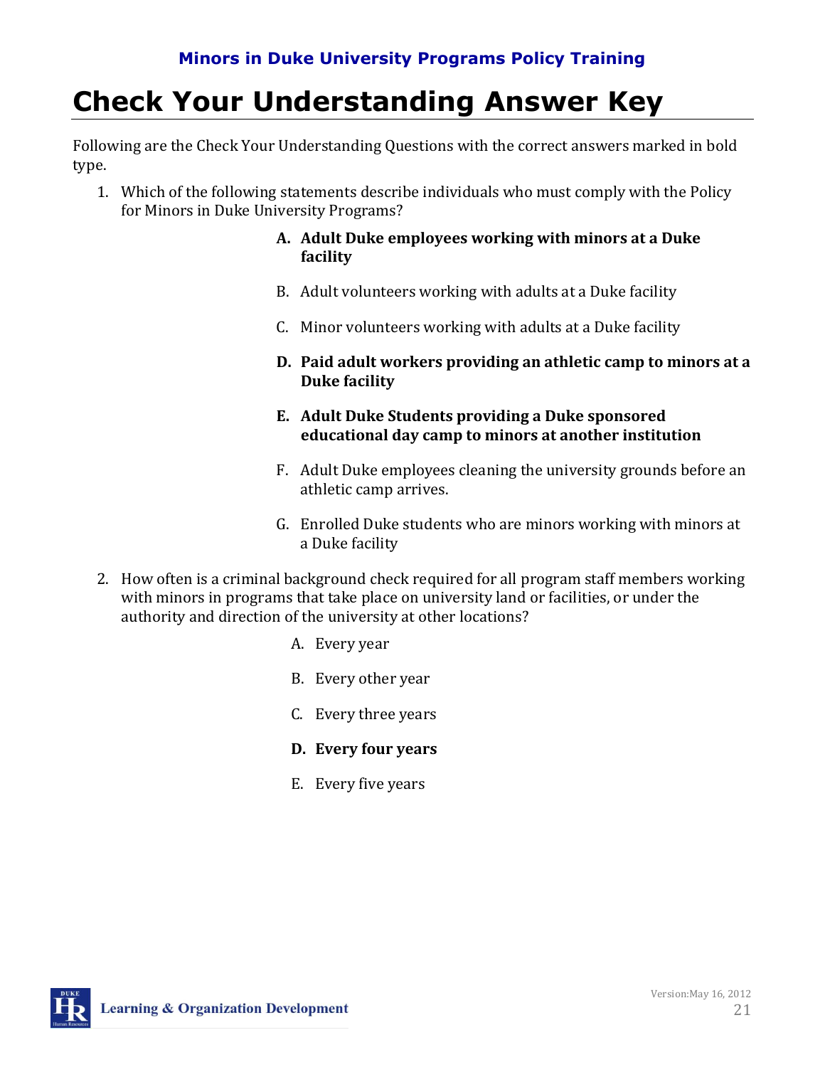# Check Your Understanding Answer Key

Following are the Check Your Understanding Questions with the correct answers marked in bold type.

1. Which of the following statements describe individuals who must comply with the Policy for Minors in Duke University Programs?

   **A. Adult Duke employees working with minors at a Duke facility**

   B. Adult volunteers working with adults at a Duke facility

   C. Minor volunteers working with adults at a Duke facility

   **D. Paid adult workers providing an athletic camp to minors at a Duke facility**

   **E. Adult Duke Students providing a Duke sponsored educational day camp to minors at another institution**

   F. Adult Duke employees cleaning the university grounds before an athletic camp arrives.

   G. Enrolled Duke students who are minors working with minors at a Duke facility

2. How often is a criminal background check required for all program staff members working with minors in programs that take place on university land or facilities, or under the authority and direction of the university at other locations?

   A. Every year

   B. Every other year

   C. Every three years

   **D. Every four years**

   E. Every five years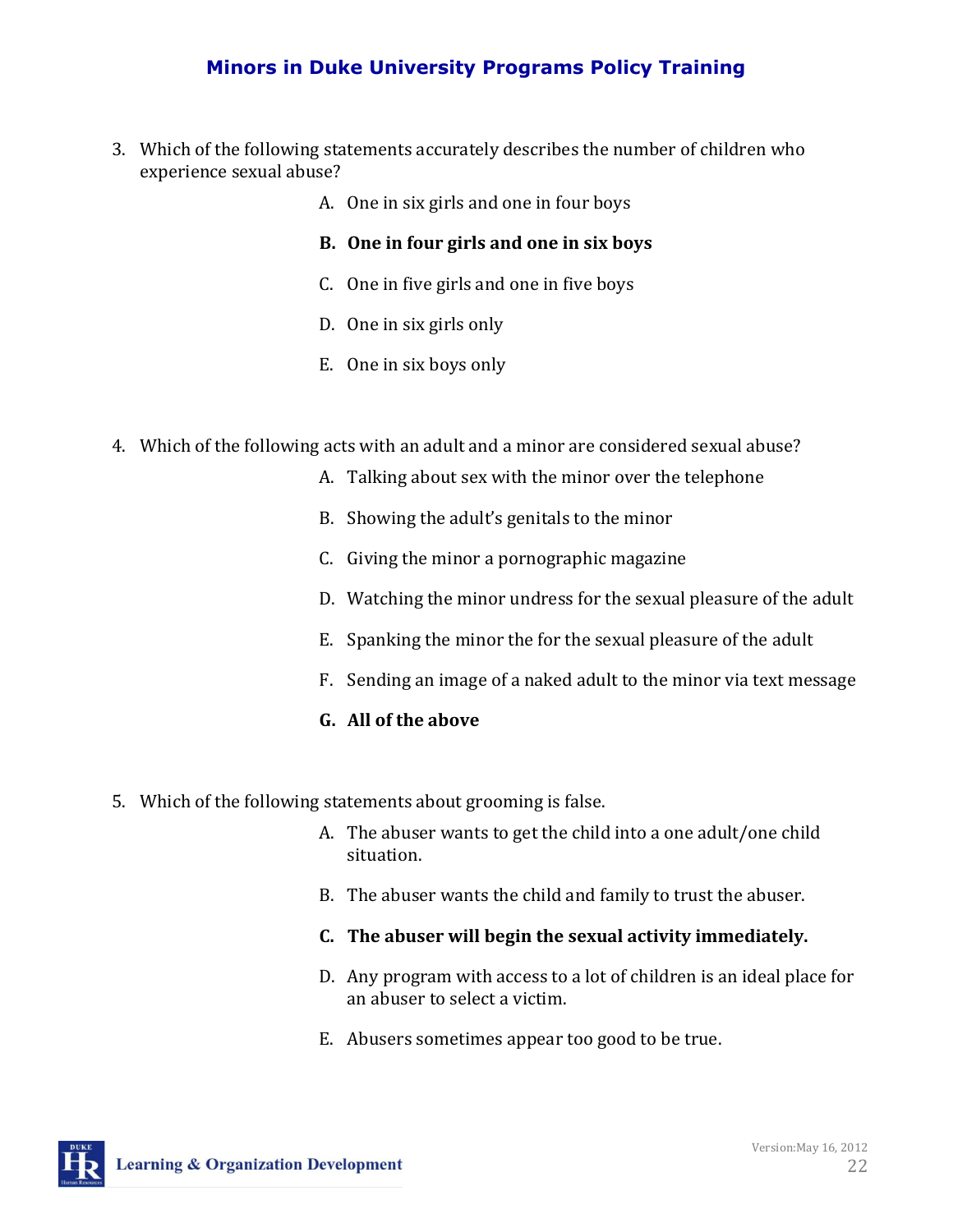3. Which of the following statements accurately describes the number of children who experience sexual abuse?

   A. One in six girls and one in four boys

   **B. One in four girls and one in six boys**

   C. One in five girls and one in five boys

   D. One in six girls only

   E. One in six boys only

4. Which of the following acts with an adult and a minor are considered sexual abuse?

   A. Talking about sex with the minor over the telephone

   B. Showing the adult's genitals to the minor

   C. Giving the minor a pornographic magazine

   D. Watching the minor undress for the sexual pleasure of the adult

   E. Spanking the minor the for the sexual pleasure of the adult

   F. Sending an image of a naked adult to the minor via text message

   **G. All of the above**

5. Which of the following statements about grooming is false.

   A. The abuser wants to get the child into a one adult/one child situation.

   B. The abuser wants the child and family to trust the abuser.

   **C. The abuser will begin the sexual activity immediately.**

   D. Any program with access to a lot of children is an ideal place for an abuser to select a victim.

   E. Abusers sometimes appear too good to be true.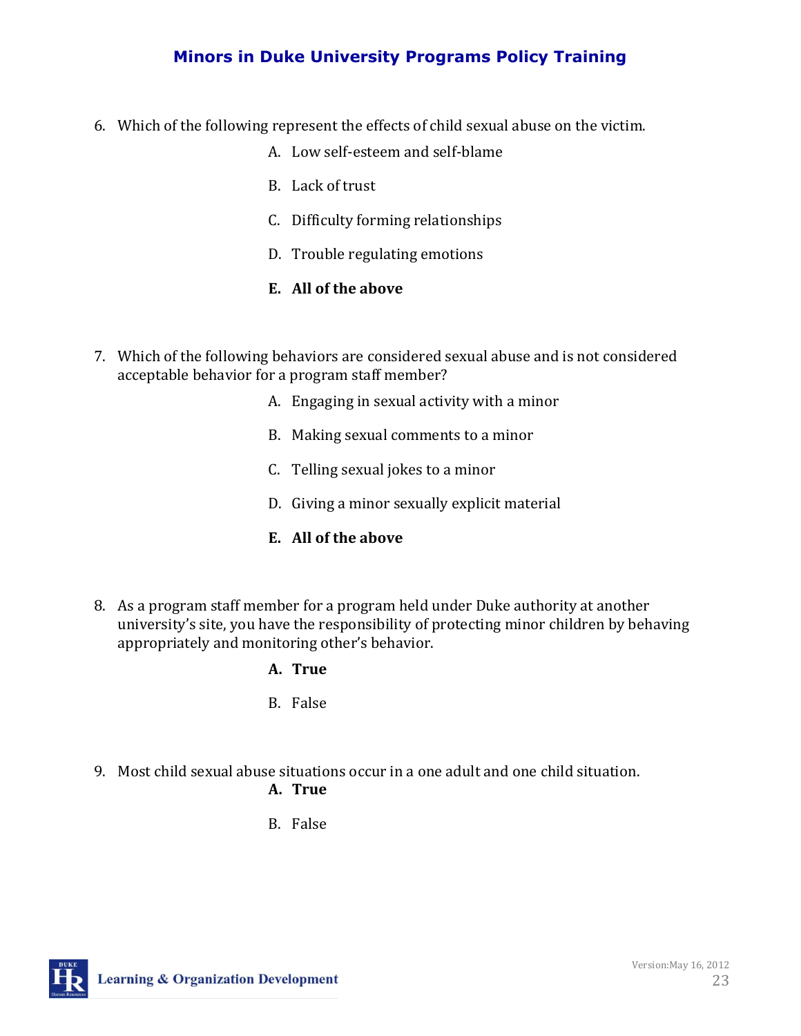6. Which of the following represent the effects of child sexual abuse on the victim.

    A. Low self-esteem and self-blame

    B. Lack of trust

    C. Difficulty forming relationships

    D. Trouble regulating emotions

    **E. All of the above**

7. Which of the following behaviors are considered sexual abuse and is not considered acceptable behavior for a program staff member?

    A. Engaging in sexual activity with a minor

    B. Making sexual comments to a minor

    C. Telling sexual jokes to a minor

    D. Giving a minor sexually explicit material

    **E. All of the above**

8. As a program staff member for a program held under Duke authority at another university's site, you have the responsibility of protecting minor children by behaving appropriately and monitoring other's behavior.

    **A. True**

    B. False

9. Most child sexual abuse situations occur in a one adult and one child situation.

    **A. True**

    B. False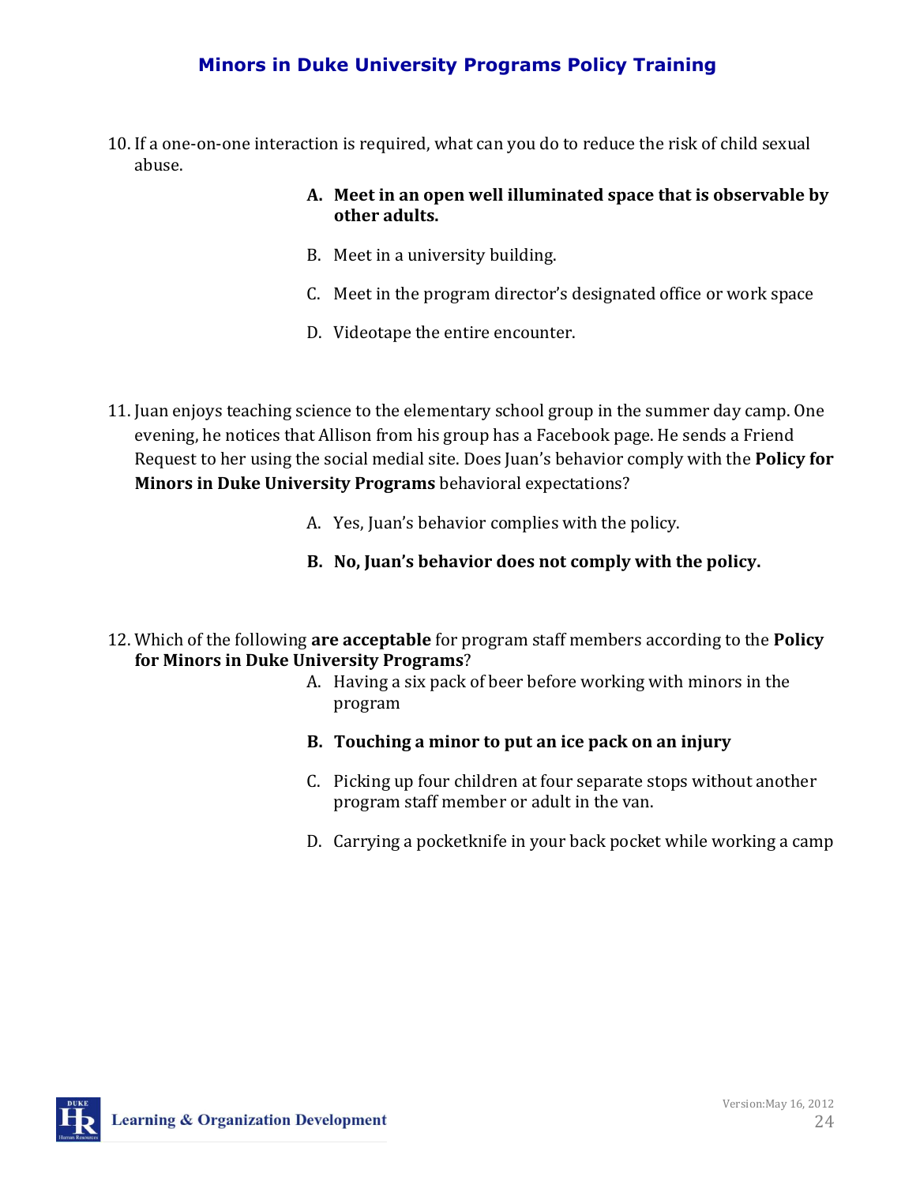10. If a one-on-one interaction is required, what can you do to reduce the risk of child sexual abuse.

    **A. Meet in an open well illuminated space that is observable by other adults.**

    B. Meet in a university building.

    C. Meet in the program director's designated office or work space

    D. Videotape the entire encounter.

11. Juan enjoys teaching science to the elementary school group in the summer day camp. One evening, he notices that Allison from his group has a Facebook page. He sends a Friend Request to her using the social medial site. Does Juan's behavior comply with the **Policy for Minors in Duke University Programs** behavioral expectations?

    A. Yes, Juan's behavior complies with the policy.

    **B. No, Juan's behavior does not comply with the policy.**

12. Which of the following **are acceptable** for program staff members according to the **Policy for Minors in Duke University Programs**?

    A. Having a six pack of beer before working with minors in the program

    **B. Touching a minor to put an ice pack on an injury**

    C. Picking up four children at four separate stops without another program staff member or adult in the van.

    D. Carrying a pocketknife in your back pocket while working a camp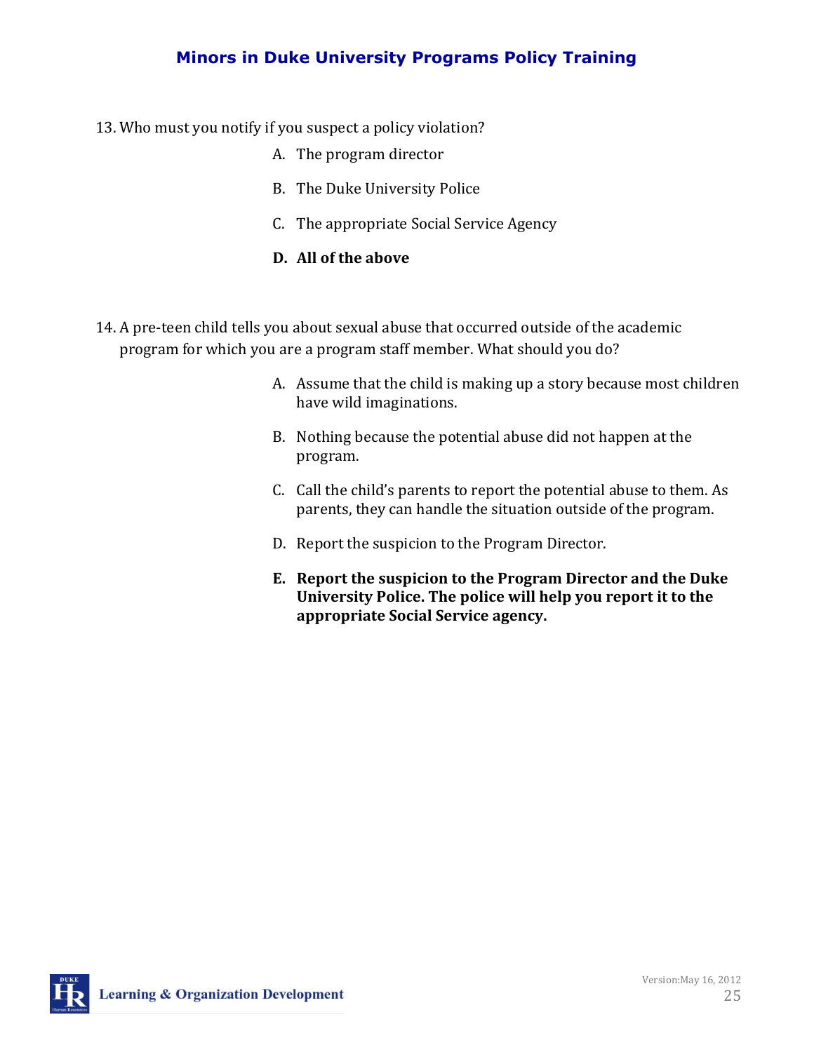13. Who must you notify if you suspect a policy violation?

    A. The program director

    B. The Duke University Police

    C. The appropriate Social Service Agency

    **D. All of the above**

14. A pre-teen child tells you about sexual abuse that occurred outside of the academic program for which you are a program staff member. What should you do?

    A. Assume that the child is making up a story because most children have wild imaginations.

    B. Nothing because the potential abuse did not happen at the program.

    C. Call the child's parents to report the potential abuse to them. As parents, they can handle the situation outside of the program.

    D. Report the suspicion to the Program Director.

    **E. Report the suspicion to the Program Director and the Duke University Police. The police will help you report it to the appropriate Social Service agency.**